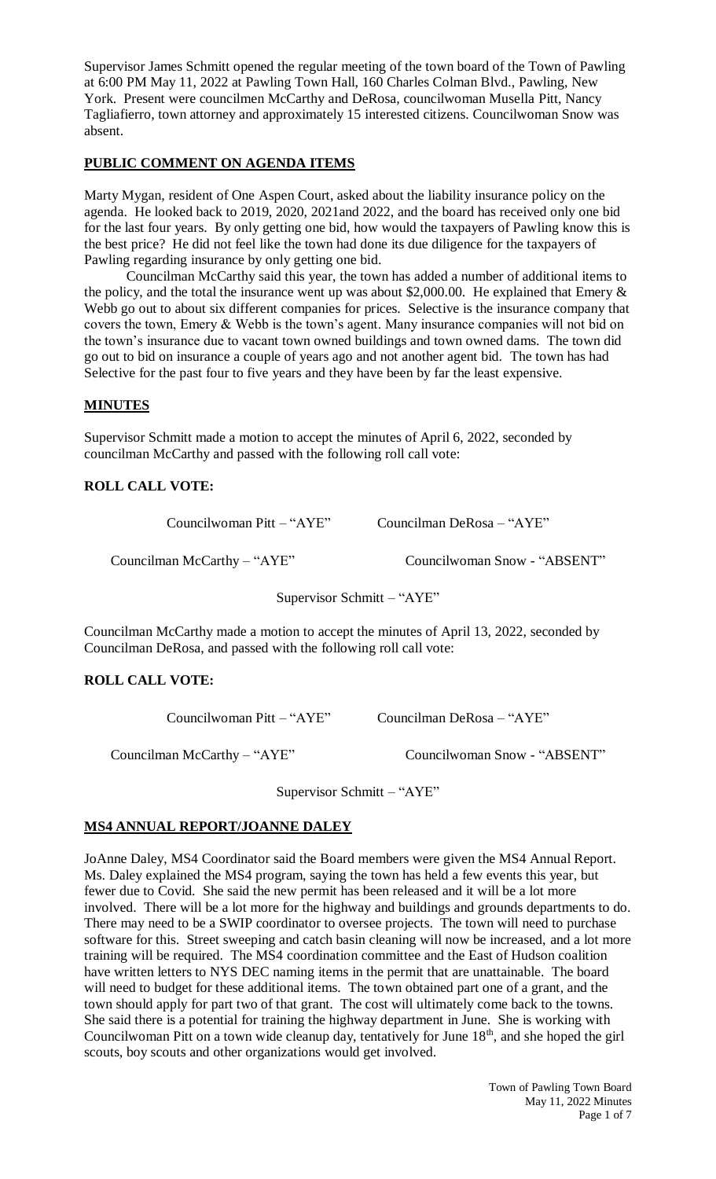Supervisor James Schmitt opened the regular meeting of the town board of the Town of Pawling at 6:00 PM May 11, 2022 at Pawling Town Hall, 160 Charles Colman Blvd., Pawling, New York. Present were councilmen McCarthy and DeRosa, councilwoman Musella Pitt, Nancy Tagliafierro, town attorney and approximately 15 interested citizens. Councilwoman Snow was absent.

## PUBLIC COMMENT ON AGENDA ITEMS

Marty Mygan, resident of One Aspen Court, asked about the liability insurance policy on the agenda. He looked back to 2019, 2020, 2021and 2022, and the board has received only one bid for the last four years. By only getting one bid, how would the taxpayers of Pawling know this is the best price? He did not feel like the town had done its due diligence for the taxpayers of Pawling regarding insurance by only getting one bid.

Councilman McCarthy said this year, the town has added a number of additional items to the policy, and the total the insurance went up was about $2,000.00. He explained that Emery & Webb go out to about six different companies for prices. Selective is the insurance company that covers the town, Emery & Webb is the town's agent. Many insurance companies will not bid on the town's insurance due to vacant town owned buildings and town owned dams. The town did go out to bid on insurance a couple of years ago and not another agent bid. The town has had Selective for the past four to five years and they have been by far the least expensive.

## MINUTES

Supervisor Schmitt made a motion to accept the minutes of April 6, 2022, seconded by councilman McCarthy and passed with the following roll call vote:

**ROLL CALL VOTE:**

Councilwoman Pitt – "AYE" Councilman DeRosa – "AYE"

Councilman McCarthy – "AYE" Councilwoman Snow - "ABSENT"

Supervisor Schmitt – "AYE"

Councilman McCarthy made a motion to accept the minutes of April 13, 2022, seconded by Councilman DeRosa, and passed with the following roll call vote:

**ROLL CALL VOTE:**

Councilwoman Pitt – "AYE" Councilman DeRosa – "AYE"

Councilman McCarthy – "AYE" Councilwoman Snow - "ABSENT"

Supervisor Schmitt – "AYE"

## MS4 ANNUAL REPORT/JOANNE DALEY

JoAnne Daley, MS4 Coordinator said the Board members were given the MS4 Annual Report. Ms. Daley explained the MS4 program, saying the town has held a few events this year, but fewer due to Covid. She said the new permit has been released and it will be a lot more involved. There will be a lot more for the highway and buildings and grounds departments to do. There may need to be a SWIP coordinator to oversee projects. The town will need to purchase software for this. Street sweeping and catch basin cleaning will now be increased, and a lot more training will be required. The MS4 coordination committee and the East of Hudson coalition have written letters to NYS DEC naming items in the permit that are unattainable. The board will need to budget for these additional items. The town obtained part one of a grant, and the town should apply for part two of that grant. The cost will ultimately come back to the towns. She said there is a potential for training the highway department in June. She is working with Councilwoman Pitt on a town wide cleanup day, tentatively for June 18th, and she hoped the girl scouts, boy scouts and other organizations would get involved.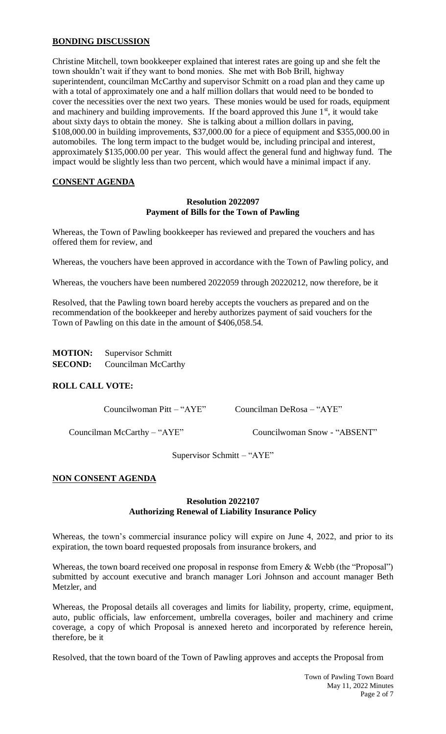## BONDING DISCUSSION

Christine Mitchell, town bookkeeper explained that interest rates are going up and she felt the town shouldn't wait if they want to bond monies. She met with Bob Brill, highway superintendent, councilman McCarthy and supervisor Schmitt on a road plan and they came up with a total of approximately one and a half million dollars that would need to be bonded to cover the necessities over the next two years. These monies would be used for roads, equipment and machinery and building improvements. If the board approved this June 1st, it would take about sixty days to obtain the money. She is talking about a million dollars in paving, $108,000.00 in building improvements, $37,000.00 for a piece of equipment and $355,000.00 in automobiles. The long term impact to the budget would be, including principal and interest, approximately $135,000.00 per year. This would affect the general fund and highway fund. The impact would be slightly less than two percent, which would have a minimal impact if any.

## CONSENT AGENDA

### Resolution 2022097
### Payment of Bills for the Town of Pawling

Whereas, the Town of Pawling bookkeeper has reviewed and prepared the vouchers and has offered them for review, and

Whereas, the vouchers have been approved in accordance with the Town of Pawling policy, and

Whereas, the vouchers have been numbered 2022059 through 20220212, now therefore, be it

Resolved, that the Pawling town board hereby accepts the vouchers as prepared and on the recommendation of the bookkeeper and hereby authorizes payment of said vouchers for the Town of Pawling on this date in the amount of $406,058.54.

**MOTION:** Supervisor Schmitt
**SECOND:** Councilman McCarthy

**ROLL CALL VOTE:**

Councilwoman Pitt – "AYE" Councilman DeRosa – "AYE"

Councilman McCarthy – "AYE" Councilwoman Snow - "ABSENT"

Supervisor Schmitt – "AYE"

## NON CONSENT AGENDA

### Resolution 2022107
### Authorizing Renewal of Liability Insurance Policy

Whereas, the town's commercial insurance policy will expire on June 4, 2022, and prior to its expiration, the town board requested proposals from insurance brokers, and

Whereas, the town board received one proposal in response from Emery & Webb (the "Proposal") submitted by account executive and branch manager Lori Johnson and account manager Beth Metzler, and

Whereas, the Proposal details all coverages and limits for liability, property, crime, equipment, auto, public officials, law enforcement, umbrella coverages, boiler and machinery and crime coverage, a copy of which Proposal is annexed hereto and incorporated by reference herein, therefore, be it

Resolved, that the town board of the Town of Pawling approves and accepts the Proposal from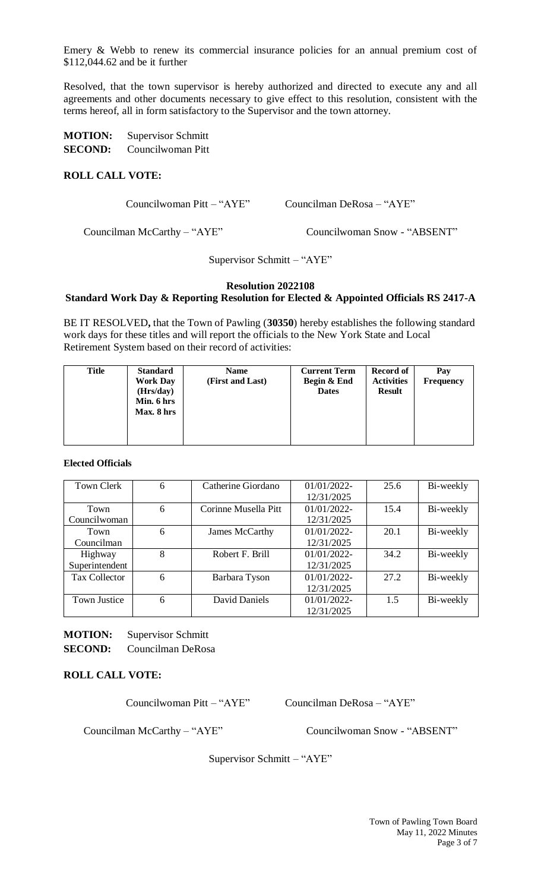Emery & Webb to renew its commercial insurance policies for an annual premium cost of $112,044.62 and be it further

Resolved, that the town supervisor is hereby authorized and directed to execute any and all agreements and other documents necessary to give effect to this resolution, consistent with the terms hereof, all in form satisfactory to the Supervisor and the town attorney.

**MOTION:** Supervisor Schmitt
**SECOND:** Councilwoman Pitt

**ROLL CALL VOTE:**

Councilwoman Pitt – "AYE" Councilman DeRosa – "AYE"

Councilman McCarthy – "AYE" Councilwoman Snow - "ABSENT"

Supervisor Schmitt – "AYE"

**Resolution 2022108**
**Standard Work Day & Reporting Resolution for Elected & Appointed Officials RS 2417-A**

BE IT RESOLVED**,** that the Town of Pawling (**30350**) hereby establishes the following standard work days for these titles and will report the officials to the New York State and Local Retirement System based on their record of activities:

| Title | Standard Work Day (Hrs/day) Min. 6 hrs Max. 8 hrs | Name (First and Last) | Current Term Begin & End Dates | Record of Activities Result | Pay Frequency |
|---|---|---|---|---|---|
| **Elected Officials** | | | | | |
| Town Clerk | 6 | Catherine Giordano | 01/01/2022-12/31/2025 | 25.6 | Bi-weekly |
| Town Councilwoman | 6 | Corinne Musella Pitt | 01/01/2022-12/31/2025 | 15.4 | Bi-weekly |
| Town Councilman | 6 | James McCarthy | 01/01/2022-12/31/2025 | 20.1 | Bi-weekly |
| Highway Superintendent | 8 | Robert F. Brill | 01/01/2022-12/31/2025 | 34.2 | Bi-weekly |
| Tax Collector | 6 | Barbara Tyson | 01/01/2022-12/31/2025 | 27.2 | Bi-weekly |
| Town Justice | 6 | David Daniels | 01/01/2022-12/31/2025 | 1.5 | Bi-weekly |

**MOTION:** Supervisor Schmitt
**SECOND:** Councilman DeRosa

**ROLL CALL VOTE:**

Councilwoman Pitt – "AYE" Councilman DeRosa – "AYE"

Councilman McCarthy – "AYE" Councilwoman Snow - "ABSENT"

Supervisor Schmitt – "AYE"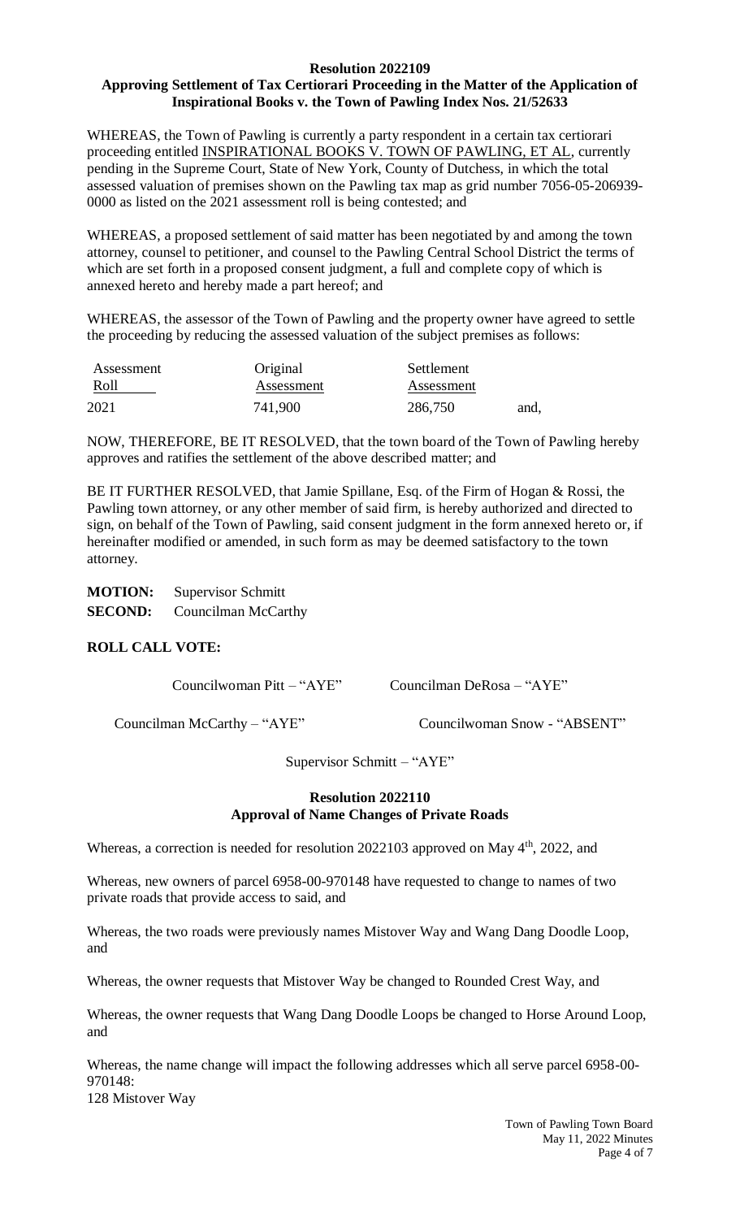**Resolution 2022109**
**Approving Settlement of Tax Certiorari Proceeding in the Matter of the Application of Inspirational Books v. the Town of Pawling Index Nos. 21/52633**

WHEREAS, the Town of Pawling is currently a party respondent in a certain tax certiorari proceeding entitled INSPIRATIONAL BOOKS V. TOWN OF PAWLING, ET AL, currently pending in the Supreme Court, State of New York, County of Dutchess, in which the total assessed valuation of premises shown on the Pawling tax map as grid number 7056-05-206939-0000 as listed on the 2021 assessment roll is being contested; and

WHEREAS, a proposed settlement of said matter has been negotiated by and among the town attorney, counsel to petitioner, and counsel to the Pawling Central School District the terms of which are set forth in a proposed consent judgment, a full and complete copy of which is annexed hereto and hereby made a part hereof; and

WHEREAS, the assessor of the Town of Pawling and the property owner have agreed to settle the proceeding by reducing the assessed valuation of the subject premises as follows:

| Assessment Roll | Original Assessment | Settlement Assessment | |
|---|---|---|---|
| 2021 | 741,900 | 286,750 | and, |

NOW, THEREFORE, BE IT RESOLVED, that the town board of the Town of Pawling hereby approves and ratifies the settlement of the above described matter; and

BE IT FURTHER RESOLVED, that Jamie Spillane, Esq. of the Firm of Hogan & Rossi, the Pawling town attorney, or any other member of said firm, is hereby authorized and directed to sign, on behalf of the Town of Pawling, said consent judgment in the form annexed hereto or, if hereinafter modified or amended, in such form as may be deemed satisfactory to the town attorney.

**MOTION:** Supervisor Schmitt
**SECOND:** Councilman McCarthy

**ROLL CALL VOTE:**

Councilwoman Pitt – "AYE"    Councilman DeRosa – "AYE"

Councilman McCarthy – "AYE"    Councilwoman Snow - "ABSENT"

Supervisor Schmitt – "AYE"

**Resolution 2022110**
**Approval of Name Changes of Private Roads**

Whereas, a correction is needed for resolution 2022103 approved on May 4th, 2022, and

Whereas, new owners of parcel 6958-00-970148 have requested to change to names of two private roads that provide access to said, and

Whereas, the two roads were previously names Mistover Way and Wang Dang Doodle Loop, and

Whereas, the owner requests that Mistover Way be changed to Rounded Crest Way, and

Whereas, the owner requests that Wang Dang Doodle Loops be changed to Horse Around Loop, and

Whereas, the name change will impact the following addresses which all serve parcel 6958-00-970148:
128 Mistover Way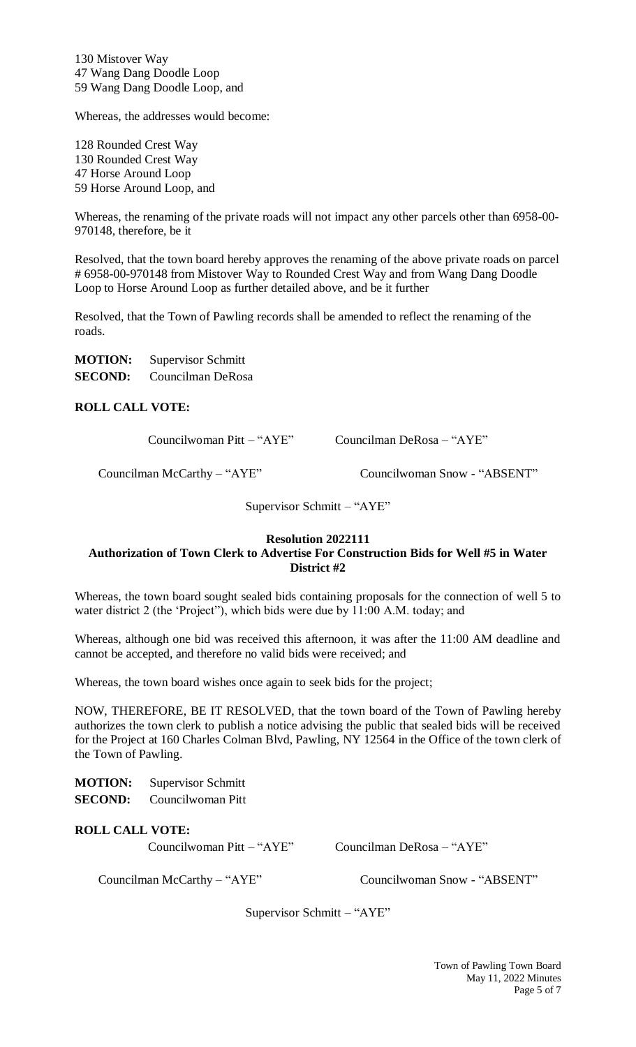130 Mistover Way
47 Wang Dang Doodle Loop
59 Wang Dang Doodle Loop, and

Whereas, the addresses would become:

128 Rounded Crest Way
130 Rounded Crest Way
47 Horse Around Loop
59 Horse Around Loop, and

Whereas, the renaming of the private roads will not impact any other parcels other than 6958-00-970148, therefore, be it

Resolved, that the town board hereby approves the renaming of the above private roads on parcel # 6958-00-970148 from Mistover Way to Rounded Crest Way and from Wang Dang Doodle Loop to Horse Around Loop as further detailed above, and be it further

Resolved, that the Town of Pawling records shall be amended to reflect the renaming of the roads.

**MOTION:** Supervisor Schmitt
**SECOND:** Councilman DeRosa

**ROLL CALL VOTE:**

Councilwoman Pitt – "AYE" Councilman DeRosa – "AYE"

Councilman McCarthy – "AYE" Councilwoman Snow - "ABSENT"

Supervisor Schmitt – "AYE"

**Resolution 2022111**
**Authorization of Town Clerk to Advertise For Construction Bids for Well #5 in Water District #2**

Whereas, the town board sought sealed bids containing proposals for the connection of well 5 to water district 2 (the 'Project"), which bids were due by 11:00 A.M. today; and

Whereas, although one bid was received this afternoon, it was after the 11:00 AM deadline and cannot be accepted, and therefore no valid bids were received; and

Whereas, the town board wishes once again to seek bids for the project;

NOW, THEREFORE, BE IT RESOLVED, that the town board of the Town of Pawling hereby authorizes the town clerk to publish a notice advising the public that sealed bids will be received for the Project at 160 Charles Colman Blvd, Pawling, NY 12564 in the Office of the town clerk of the Town of Pawling.

**MOTION:** Supervisor Schmitt
**SECOND:** Councilwoman Pitt

**ROLL CALL VOTE:**

Councilwoman Pitt – "AYE" Councilman DeRosa – "AYE"

Councilman McCarthy – "AYE" Councilwoman Snow - "ABSENT"

Supervisor Schmitt – "AYE"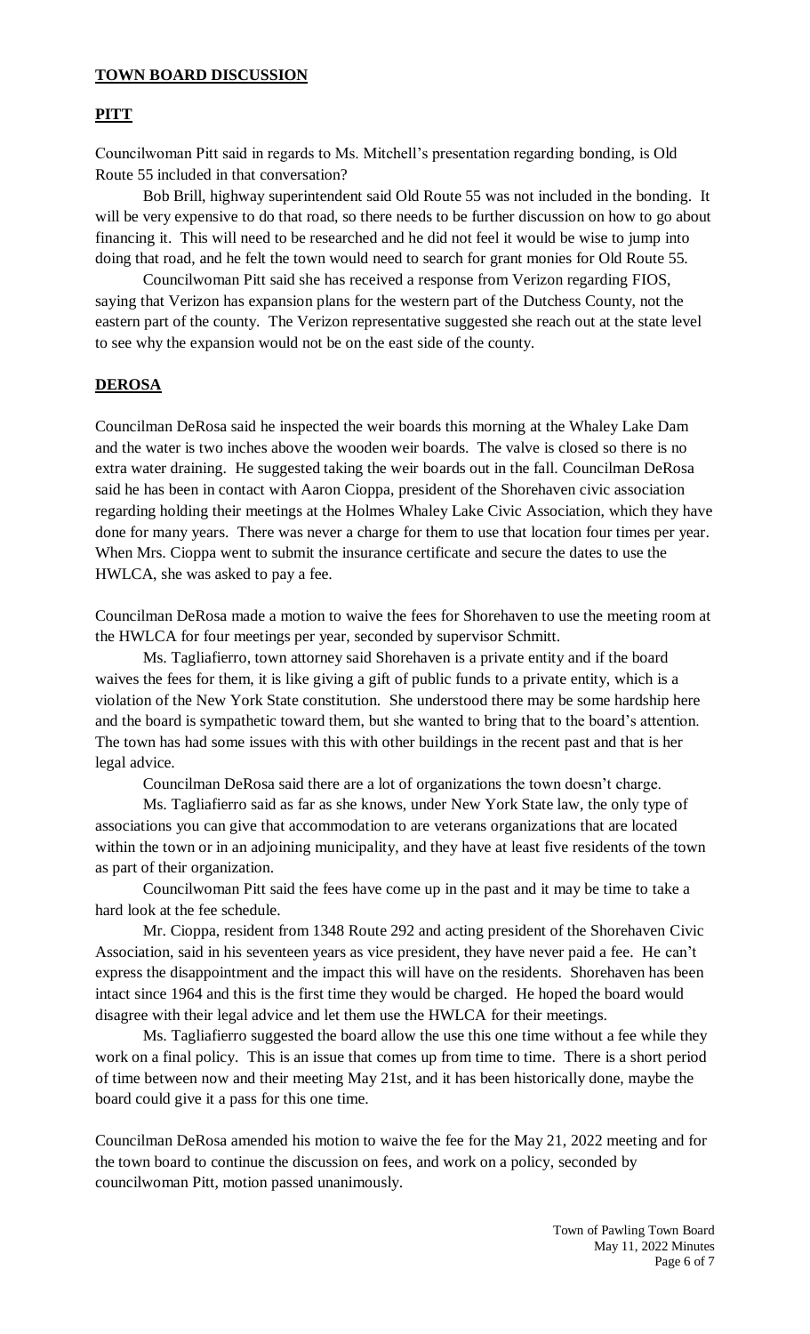## **TOWN BOARD DISCUSSION**

### **PITT**

Councilwoman Pitt said in regards to Ms. Mitchell's presentation regarding bonding, is Old Route 55 included in that conversation?

Bob Brill, highway superintendent said Old Route 55 was not included in the bonding. It will be very expensive to do that road, so there needs to be further discussion on how to go about financing it. This will need to be researched and he did not feel it would be wise to jump into doing that road, and he felt the town would need to search for grant monies for Old Route 55.

Councilwoman Pitt said she has received a response from Verizon regarding FIOS, saying that Verizon has expansion plans for the western part of the Dutchess County, not the eastern part of the county. The Verizon representative suggested she reach out at the state level to see why the expansion would not be on the east side of the county.

### **DEROSA**

Councilman DeRosa said he inspected the weir boards this morning at the Whaley Lake Dam and the water is two inches above the wooden weir boards. The valve is closed so there is no extra water draining. He suggested taking the weir boards out in the fall. Councilman DeRosa said he has been in contact with Aaron Cioppa, president of the Shorehaven civic association regarding holding their meetings at the Holmes Whaley Lake Civic Association, which they have done for many years. There was never a charge for them to use that location four times per year. When Mrs. Cioppa went to submit the insurance certificate and secure the dates to use the HWLCA, she was asked to pay a fee.

Councilman DeRosa made a motion to waive the fees for Shorehaven to use the meeting room at the HWLCA for four meetings per year, seconded by supervisor Schmitt.

Ms. Tagliafierro, town attorney said Shorehaven is a private entity and if the board waives the fees for them, it is like giving a gift of public funds to a private entity, which is a violation of the New York State constitution. She understood there may be some hardship here and the board is sympathetic toward them, but she wanted to bring that to the board's attention. The town has had some issues with this with other buildings in the recent past and that is her legal advice.

Councilman DeRosa said there are a lot of organizations the town doesn't charge.

Ms. Tagliafierro said as far as she knows, under New York State law, the only type of associations you can give that accommodation to are veterans organizations that are located within the town or in an adjoining municipality, and they have at least five residents of the town as part of their organization.

Councilwoman Pitt said the fees have come up in the past and it may be time to take a hard look at the fee schedule.

Mr. Cioppa, resident from 1348 Route 292 and acting president of the Shorehaven Civic Association, said in his seventeen years as vice president, they have never paid a fee. He can't express the disappointment and the impact this will have on the residents. Shorehaven has been intact since 1964 and this is the first time they would be charged. He hoped the board would disagree with their legal advice and let them use the HWLCA for their meetings.

Ms. Tagliafierro suggested the board allow the use this one time without a fee while they work on a final policy. This is an issue that comes up from time to time. There is a short period of time between now and their meeting May 21st, and it has been historically done, maybe the board could give it a pass for this one time.

Councilman DeRosa amended his motion to waive the fee for the May 21, 2022 meeting and for the town board to continue the discussion on fees, and work on a policy, seconded by councilwoman Pitt, motion passed unanimously.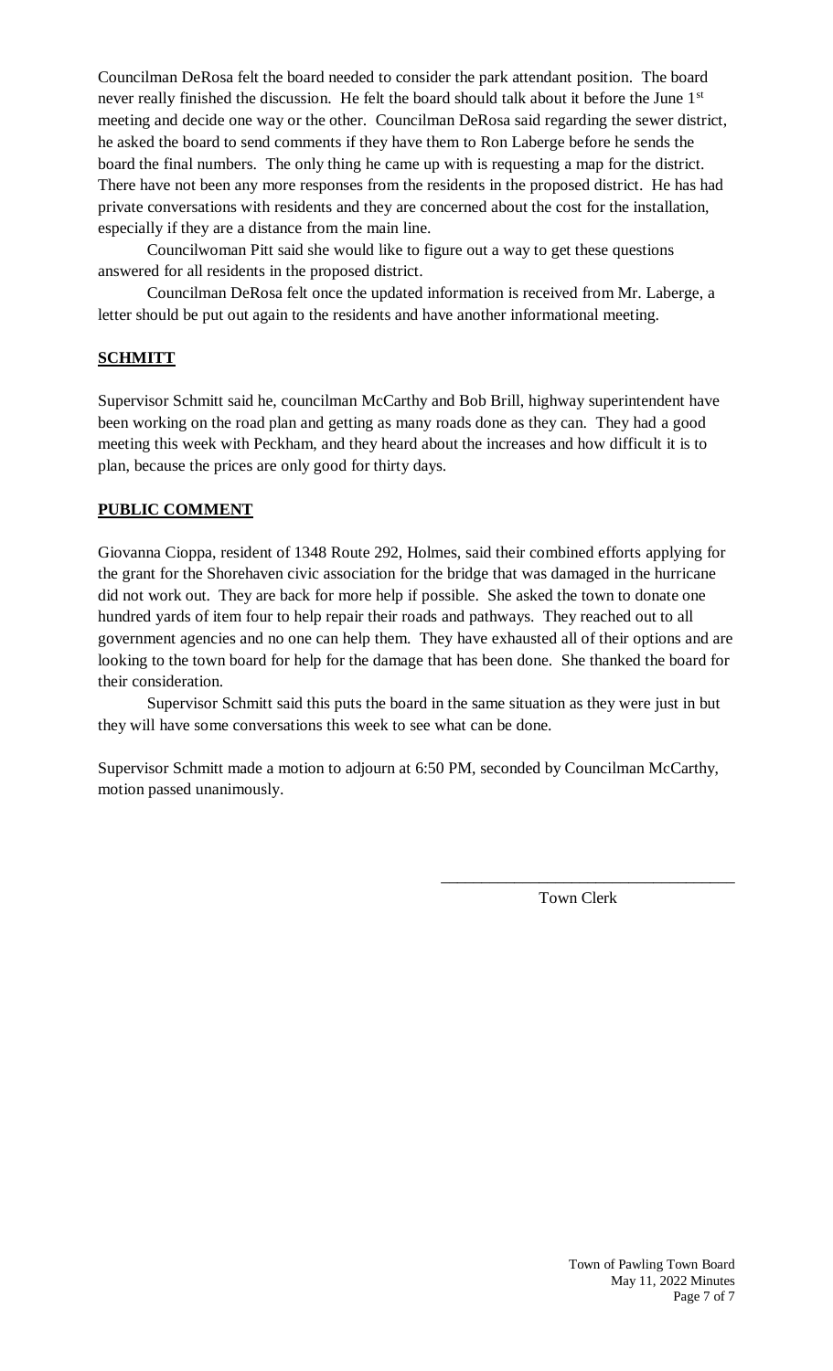Councilman DeRosa felt the board needed to consider the park attendant position. The board never really finished the discussion. He felt the board should talk about it before the June 1st meeting and decide one way or the other. Councilman DeRosa said regarding the sewer district, he asked the board to send comments if they have them to Ron Laberge before he sends the board the final numbers. The only thing he came up with is requesting a map for the district. There have not been any more responses from the residents in the proposed district. He has had private conversations with residents and they are concerned about the cost for the installation, especially if they are a distance from the main line.

Councilwoman Pitt said she would like to figure out a way to get these questions answered for all residents in the proposed district.

Councilman DeRosa felt once the updated information is received from Mr. Laberge, a letter should be put out again to the residents and have another informational meeting.

**SCHMITT**

Supervisor Schmitt said he, councilman McCarthy and Bob Brill, highway superintendent have been working on the road plan and getting as many roads done as they can. They had a good meeting this week with Peckham, and they heard about the increases and how difficult it is to plan, because the prices are only good for thirty days.

**PUBLIC COMMENT**

Giovanna Cioppa, resident of 1348 Route 292, Holmes, said their combined efforts applying for the grant for the Shorehaven civic association for the bridge that was damaged in the hurricane did not work out. They are back for more help if possible. She asked the town to donate one hundred yards of item four to help repair their roads and pathways. They reached out to all government agencies and no one can help them. They have exhausted all of their options and are looking to the town board for help for the damage that has been done. She thanked the board for their consideration.

Supervisor Schmitt said this puts the board in the same situation as they were just in but they will have some conversations this week to see what can be done.

Supervisor Schmitt made a motion to adjourn at 6:50 PM, seconded by Councilman McCarthy, motion passed unanimously.

\_\_\_\_\_\_\_\_\_\_\_\_\_\_\_\_\_\_\_\_\_\_\_\_\_\_\_\_\_\_\_\_\_\_\_\_

Town Clerk